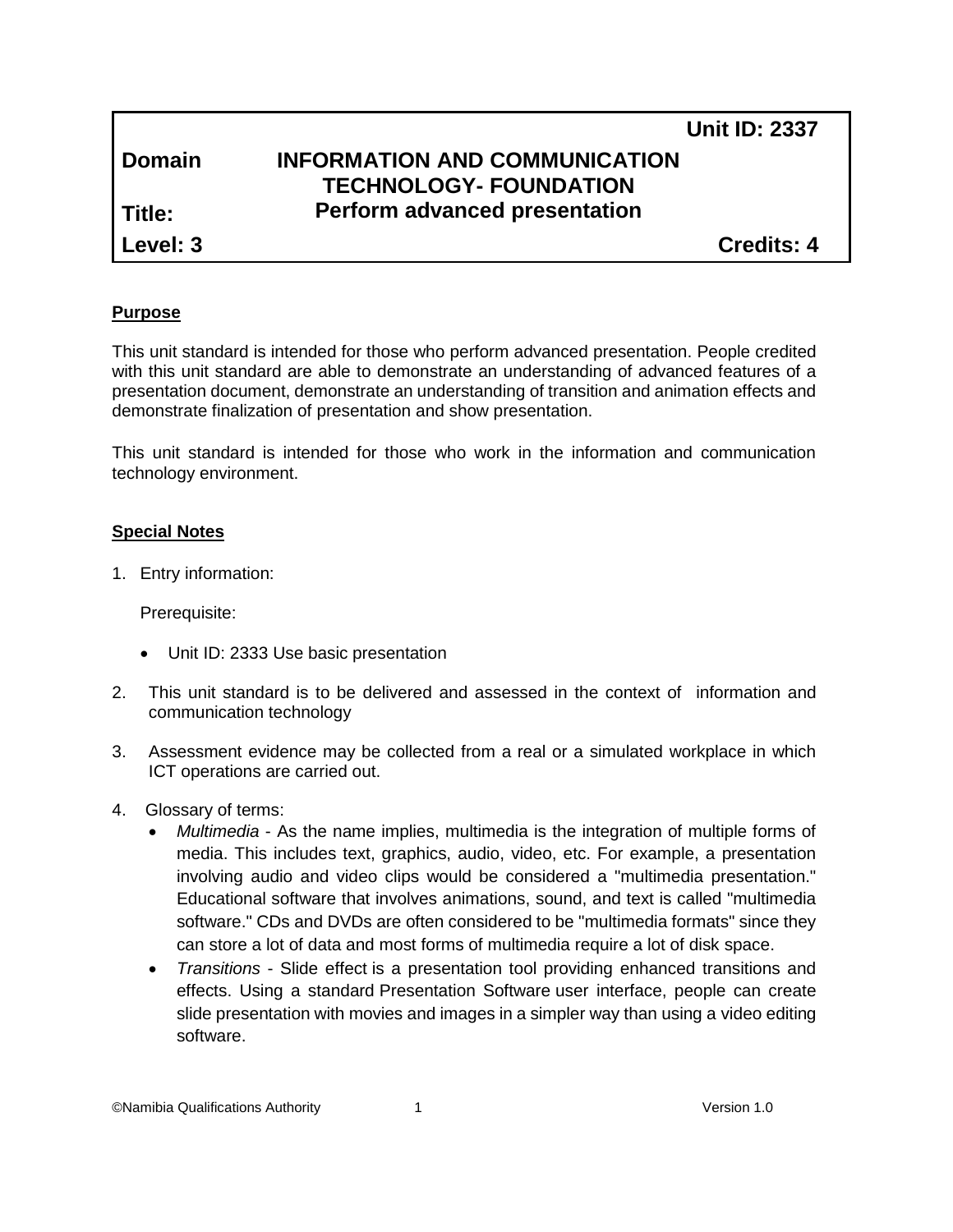| | | Unit ID: 2337 |
|---|---|---|
| **Domain** | **INFORMATION AND COMMUNICATION TECHNOLOGY- FOUNDATION** | |
| **Title:** | **Perform advanced presentation** | |
| **Level: 3** | | **Credits: 4** |

**Purpose**

This unit standard is intended for those who perform advanced presentation. People credited with this unit standard are able to demonstrate an understanding of advanced features of a presentation document, demonstrate an understanding of transition and animation effects and demonstrate finalization of presentation and show presentation.

This unit standard is intended for those who work in the information and communication technology environment.

**Special Notes**

1. Entry information:

   Prerequisite:

   - Unit ID: 2333 Use basic presentation

2. This unit standard is to be delivered and assessed in the context of information and communication technology

3. Assessment evidence may be collected from a real or a simulated workplace in which ICT operations are carried out.

4. Glossary of terms:
   - *Multimedia* - As the name implies, multimedia is the integration of multiple forms of media. This includes text, graphics, audio, video, etc. For example, a presentation involving audio and video clips would be considered a "multimedia presentation." Educational software that involves animations, sound, and text is called "multimedia software." CDs and DVDs are often considered to be "multimedia formats" since they can store a lot of data and most forms of multimedia require a lot of disk space.
   - *Transitions* - Slide effect is a presentation tool providing enhanced transitions and effects. Using a standard Presentation Software user interface, people can create slide presentation with movies and images in a simpler way than using a video editing software.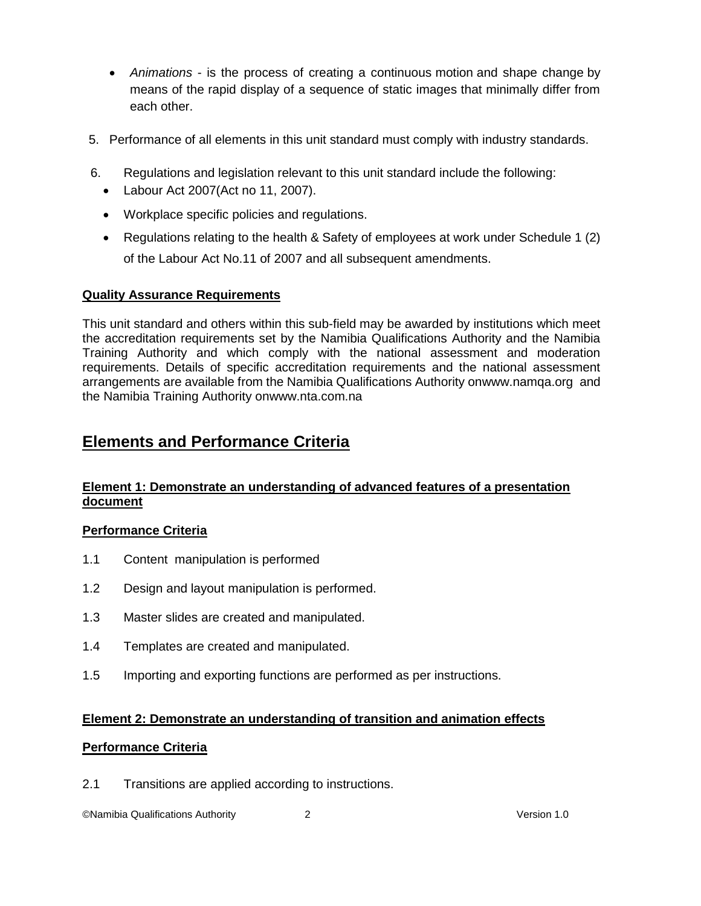- *Animations* - is the process of creating a continuous motion and shape change by means of the rapid display of a sequence of static images that minimally differ from each other.

5. Performance of all elements in this unit standard must comply with industry standards.

6. Regulations and legislation relevant to this unit standard include the following:
   - Labour Act 2007(Act no 11, 2007).
   - Workplace specific policies and regulations.
   - Regulations relating to the health & Safety of employees at work under Schedule 1 (2) of the Labour Act No.11 of 2007 and all subsequent amendments.

**Quality Assurance Requirements**

This unit standard and others within this sub-field may be awarded by institutions which meet the accreditation requirements set by the Namibia Qualifications Authority and the Namibia Training Authority and which comply with the national assessment and moderation requirements. Details of specific accreditation requirements and the national assessment arrangements are available from the Namibia Qualifications Authority onwww.namqa.org and the Namibia Training Authority onwww.nta.com.na

## Elements and Performance Criteria

**Element 1: Demonstrate an understanding of advanced features of a presentation document**

**Performance Criteria**

1.1 Content manipulation is performed

1.2 Design and layout manipulation is performed.

1.3 Master slides are created and manipulated.

1.4 Templates are created and manipulated.

1.5 Importing and exporting functions are performed as per instructions.

**Element 2: Demonstrate an understanding of transition and animation effects**

**Performance Criteria**

2.1 Transitions are applied according to instructions.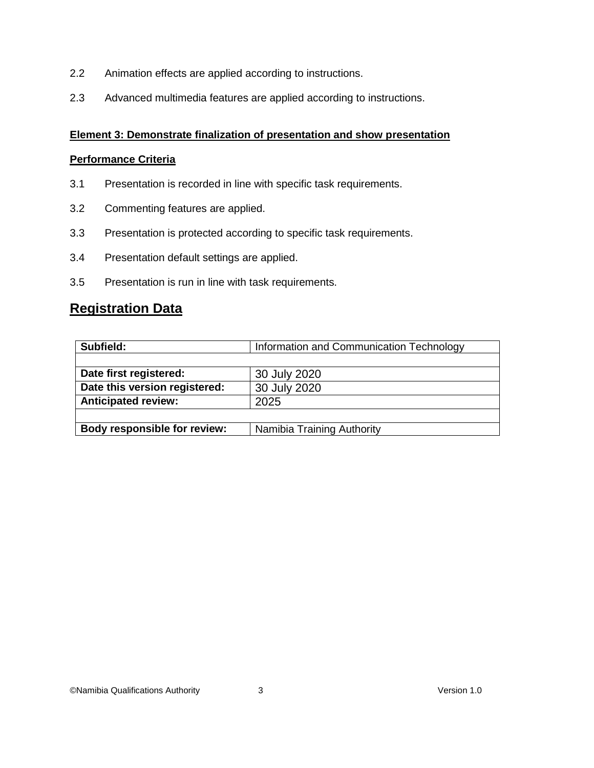2.2 Animation effects are applied according to instructions.

2.3 Advanced multimedia features are applied according to instructions.

**Element 3: Demonstrate finalization of presentation and show presentation**

**Performance Criteria**

3.1 Presentation is recorded in line with specific task requirements.

3.2 Commenting features are applied.

3.3 Presentation is protected according to specific task requirements.

3.4 Presentation default settings are applied.

3.5 Presentation is run in line with task requirements.

## Registration Data

| | |
|---|---|
| **Subfield:** | Information and Communication Technology |
| | |
| **Date first registered:** | 30 July 2020 |
| **Date this version registered:** | 30 July 2020 |
| **Anticipated review:** | 2025 |
| | |
| **Body responsible for review:** | Namibia Training Authority |